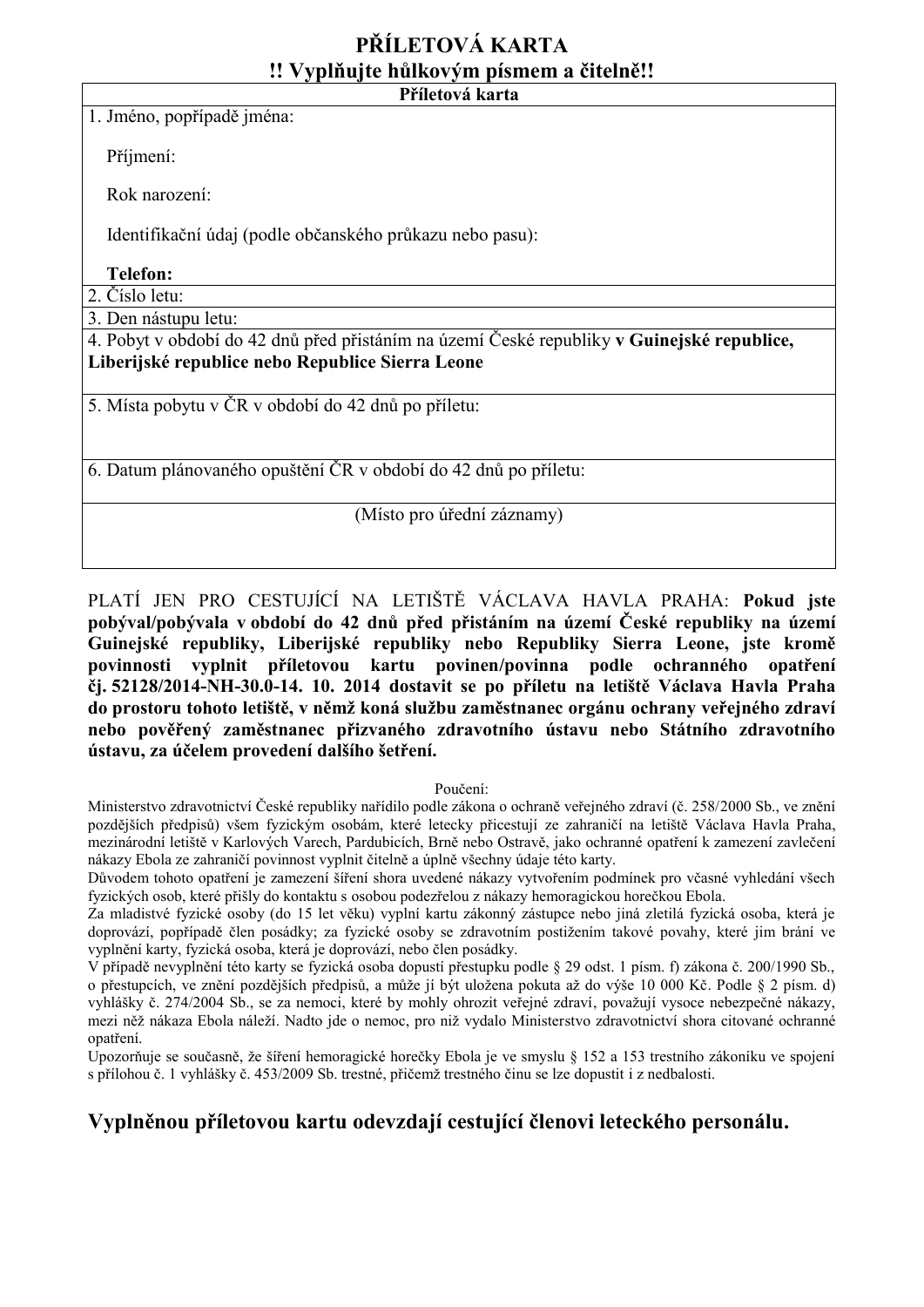# PŘÍLETOVÁ KARTA

## !! Vyplňujte hůlkovým písmem a čitelně!!

| **Příletová karta** |
|---|
| 1. Jméno, popřípadě jména:<br><br>Příjmení:<br><br>Rok narození:<br><br>Identifikační údaj (podle občanského průkazu nebo pasu):<br><br>**Telefon:** |
| 2. Číslo letu: |
| 3. Den nástupu letu: |
| 4. Pobyt v období do 42 dnů před přistáním na území České republiky **v Guinejské republice, Liberijské republice nebo Republice Sierra Leone** |
| 5. Místa pobytu v ČR v období do 42 dnů po příletu: |
| 6. Datum plánovaného opuštění ČR v období do 42 dnů po příletu: |
| (Místo pro úřední záznamy) |

PLATÍ JEN PRO CESTUJÍCÍ NA LETIŠTĚ VÁCLAVA HAVLA PRAHA: **Pokud jste pobýval/pobývala v období do 42 dnů před přistáním na území České republiky na území Guinejské republiky, Liberijské republiky nebo Republiky Sierra Leone, jste kromě povinnosti vyplnit příletovou kartu povinen/povinna podle ochranného opatření čj. 52128/2014-NH-30.0-14. 10. 2014 dostavit se po příletu na letiště Václava Havla Praha do prostoru tohoto letiště, v němž koná službu zaměstnanec orgánu ochrany veřejného zdraví nebo pověřený zaměstnanec přizvaného zdravotního ústavu nebo Státního zdravotního ústavu, za účelem provedení dalšího šetření.**

Poučení:

Ministerstvo zdravotnictví České republiky nařídilo podle zákona o ochraně veřejného zdraví (č. 258/2000 Sb., ve znění pozdějších předpisů) všem fyzickým osobám, které letecky přicestují ze zahraničí na letiště Václava Havla Praha, mezinárodní letiště v Karlových Varech, Pardubicích, Brně nebo Ostravě, jako ochranné opatření k zamezení zavlečení nákazy Ebola ze zahraničí povinnost vyplnit čitelně a úplně všechny údaje této karty.

Důvodem tohoto opatření je zamezení šíření shora uvedené nákazy vytvořením podmínek pro včasné vyhledání všech fyzických osob, které přišly do kontaktu s osobou podezřelou z nákazy hemoragickou horečkou Ebola.

Za mladistvé fyzické osoby (do 15 let věku) vyplní kartu zákonný zástupce nebo jiná zletilá fyzická osoba, která je doprovází, popřípadě člen posádky; za fyzické osoby se zdravotním postižením takové povahy, které jim brání ve vyplnění karty, fyzická osoba, která je doprovází, nebo člen posádky.

V případě nevyplnění této karty se fyzická osoba dopustí přestupku podle § 29 odst. 1 písm. f) zákona č. 200/1990 Sb., o přestupcích, ve znění pozdějších předpisů, a může jí být uložena pokuta až do výše 10 000 Kč. Podle § 2 písm. d) vyhlášky č. 274/2004 Sb., se za nemoci, které by mohly ohrozit veřejné zdraví, považují vysoce nebezpečné nákazy, mezi něž nákaza Ebola náleží. Nadto jde o nemoc, pro niž vydalo Ministerstvo zdravotnictví shora citované ochranné opatření.

Upozorňuje se současně, že šíření hemoragické horečky Ebola je ve smyslu § 152 a 153 trestního zákoníku ve spojení s přílohou č. 1 vyhlášky č. 453/2009 Sb. trestné, přičemž trestného činu se lze dopustit i z nedbalosti.

## Vyplněnou příletovou kartu odevzdají cestující členovi leteckého personálu.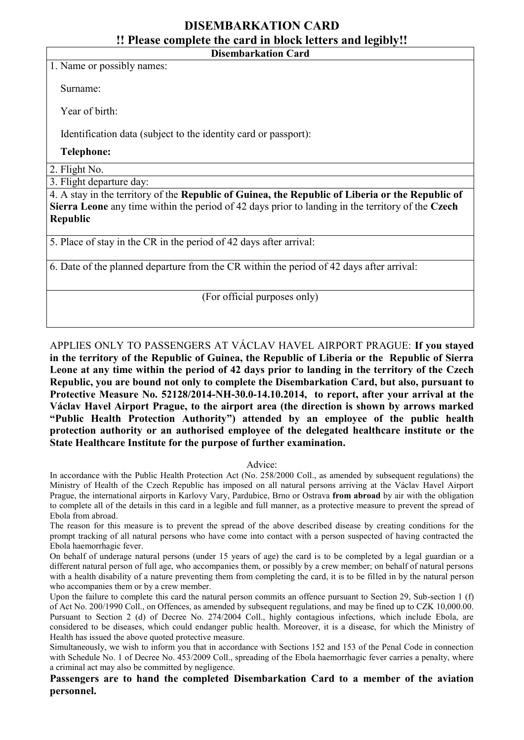# DISEMBARKATION CARD

## !! Please complete the card in block letters and legibly!!

| Disembarkation Card |
| --- |
| 1. Name or possibly names:<br><br>Surname:<br><br>Year of birth:<br><br>Identification data (subject to the identity card or passport):<br><br>**Telephone:** |
| 2. Flight No. |
| 3. Flight departure day: |
| 4. A stay in the territory of the **Republic of Guinea, the Republic of Liberia or the Republic of Sierra Leone** any time within the period of 42 days prior to landing in the territory of the **Czech Republic** |
| 5. Place of stay in the CR in the period of 42 days after arrival: |
| 6. Date of the planned departure from the CR within the period of 42 days after arrival: |
| (For official purposes only) |

APPLIES ONLY TO PASSENGERS AT VÁCLAV HAVEL AIRPORT PRAGUE: **If you stayed in the territory of the Republic of Guinea, the Republic of Liberia or the Republic of Sierra Leone at any time within the period of 42 days prior to landing in the territory of the Czech Republic, you are bound not only to complete the Disembarkation Card, but also, pursuant to Protective Measure No. 52128/2014-NH-30.0-14.10.2014, to report, after your arrival at the Václav Havel Airport Prague, to the airport area (the direction is shown by arrows marked "Public Health Protection Authority") attended by an employee of the public health protection authority or an authorised employee of the delegated healthcare institute or the State Healthcare Institute for the purpose of further examination.**

Advice:

In accordance with the Public Health Protection Act (No. 258/2000 Coll., as amended by subsequent regulations) the Ministry of Health of the Czech Republic has imposed on all natural persons arriving at the Václav Havel Airport Prague, the international airports in Karlovy Vary, Pardubice, Brno or Ostrava **from abroad** by air with the obligation to complete all of the details in this card in a legible and full manner, as a protective measure to prevent the spread of Ebola from abroad.

The reason for this measure is to prevent the spread of the above described disease by creating conditions for the prompt tracking of all natural persons who have come into contact with a person suspected of having contracted the Ebola haemorrhagic fever.

On behalf of underage natural persons (under 15 years of age) the card is to be completed by a legal guardian or a different natural person of full age, who accompanies them, or possibly by a crew member; on behalf of natural persons with a health disability of a nature preventing them from completing the card, it is to be filled in by the natural person who accompanies them or by a crew member.

Upon the failure to complete this card the natural person commits an offence pursuant to Section 29, Sub-section 1 (f) of Act No. 200/1990 Coll., on Offences, as amended by subsequent regulations, and may be fined up to CZK 10,000.00. Pursuant to Section 2 (d) of Decree No. 274/2004 Coll., highly contagious infections, which include Ebola, are considered to be diseases, which could endanger public health. Moreover, it is a disease, for which the Ministry of Health has issued the above quoted protective measure.

Simultaneously, we wish to inform you that in accordance with Sections 152 and 153 of the Penal Code in connection with Schedule No. 1 of Decree No. 453/2009 Coll., spreading of the Ebola haemorrhagic fever carries a penalty, where a criminal act may also be committed by negligence.

**Passengers are to hand the completed Disembarkation Card to a member of the aviation personnel.**